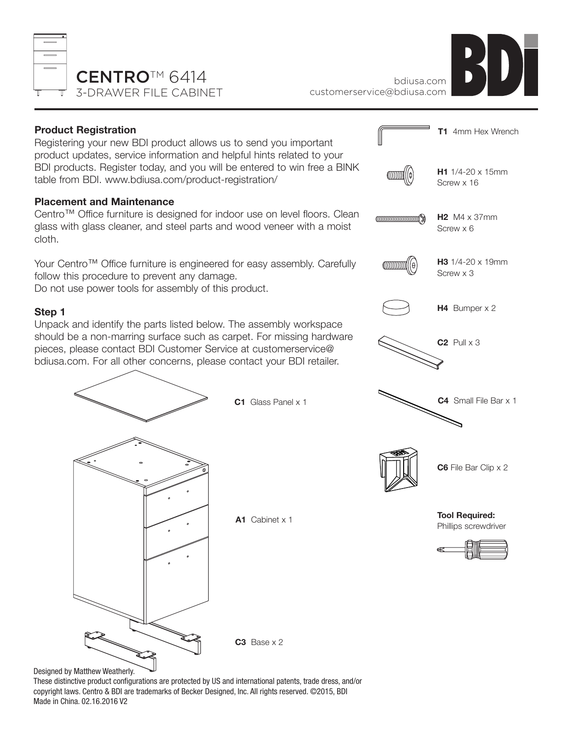# CENTRO™ 6414
## 3-DRAWER FILE CABINET

bdiusa.com
customerservice@bdiusa.com

BDI

### Product Registration

Registering your new BDI product allows us to send you important product updates, service information and helpful hints related to your BDI products. Register today, and you will be entered to win free a BINK table from BDI. www.bdiusa.com/product-registration/

### Placement and Maintenance

Centro™ Office furniture is designed for indoor use on level floors. Clean glass with glass cleaner, and steel parts and wood veneer with a moist cloth.

Your Centro™ Office furniture is engineered for easy assembly. Carefully follow this procedure to prevent any damage.
Do not use power tools for assembly of this product.

### Step 1

Unpack and identify the parts listed below. The assembly workspace should be a non-marring surface such as carpet. For missing hardware pieces, please contact BDI Customer Service at customerservice@bdiusa.com. For all other concerns, please contact your BDI retailer.

**C1** Glass Panel x 1

**A1** Cabinet x 1

**C3** Base x 2

**T1** 4mm Hex Wrench

**H1** 1/4-20 x 15mm Screw x 16

**H2** M4 x 37mm Screw x 6

**H3** 1/4-20 x 19mm Screw x 3

**H4** Bumper x 2

**C2** Pull x 3

**C4** Small File Bar x 1

**C6** File Bar Clip x 2

**Tool Required:**
Phillips screwdriver

Designed by Matthew Weatherly.
These distinctive product configurations are protected by US and international patents, trade dress, and/or copyright laws. Centro & BDI are trademarks of Becker Designed, Inc. All rights reserved. ©2015, BDI
Made in China. 02.16.2016 V2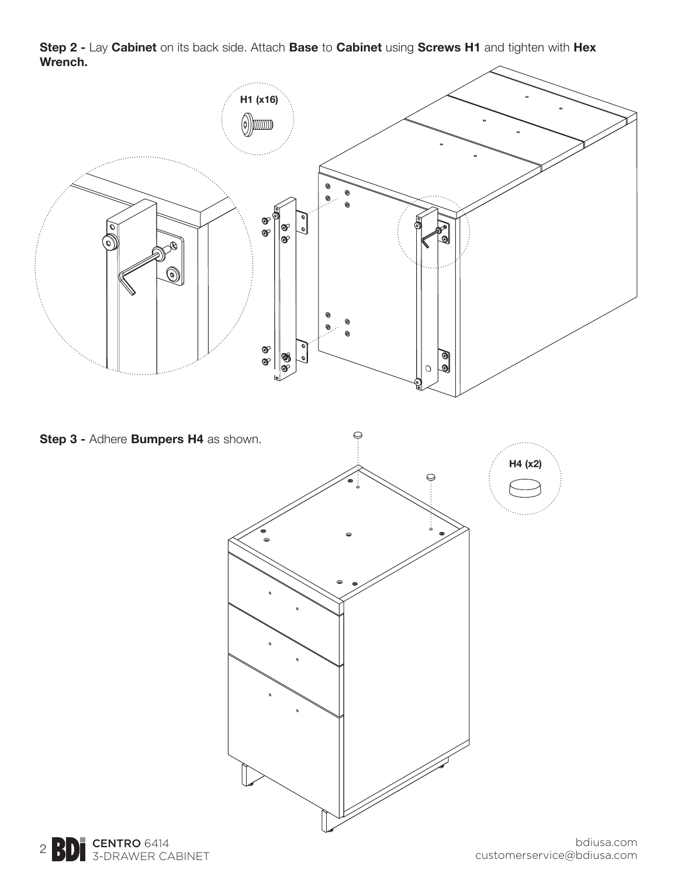**Step 2 -** Lay **Cabinet** on its back side. Attach **Base** to **Cabinet** using **Screws H1** and tighten with **Hex Wrench.**

H1 (x16)

**Step 3 -** Adhere **Bumpers H4** as shown.

H4 (x2)

CENTRO 6414
3-DRAWER CABINET

bdiusa.com
customerservice@bdiusa.com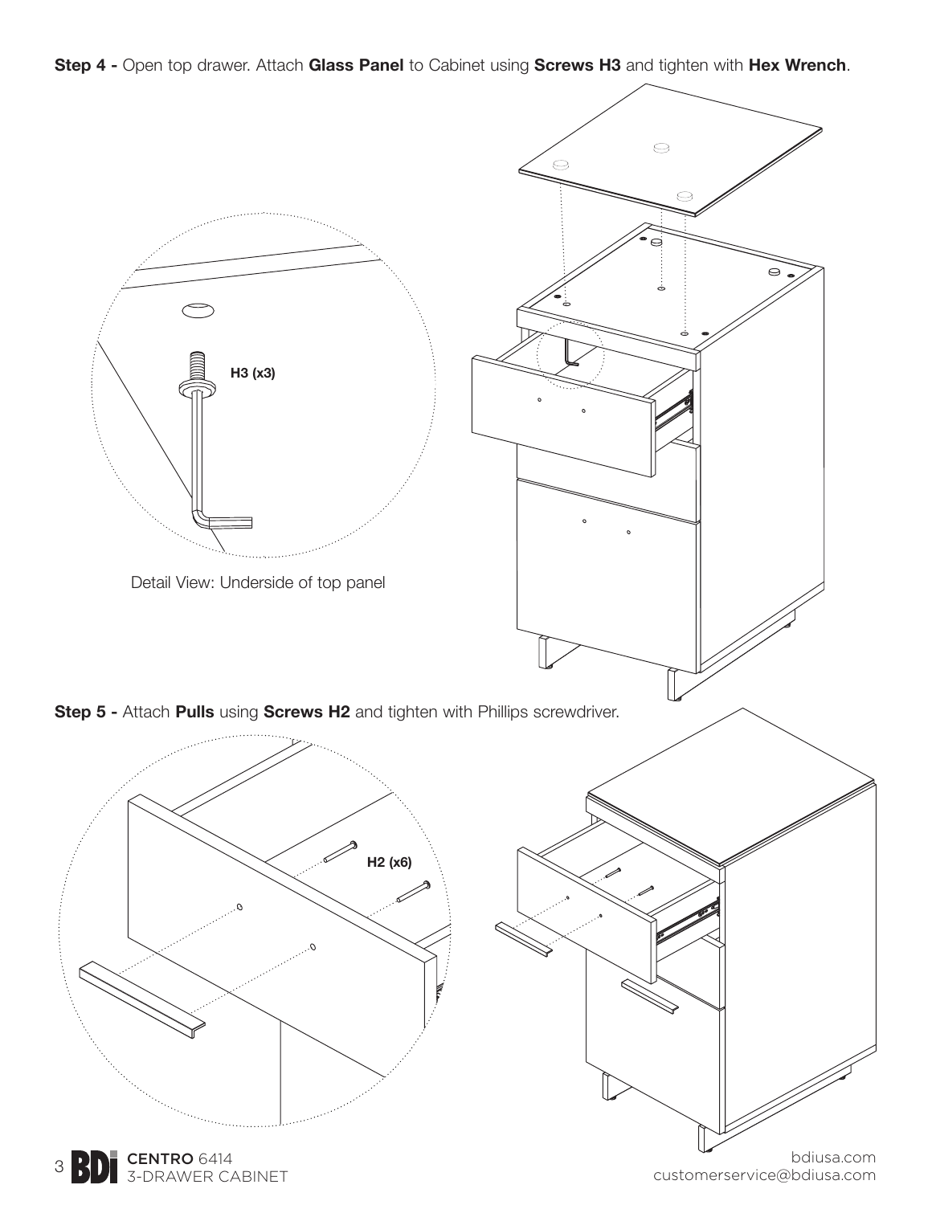**Step 4 -** Open top drawer. Attach **Glass Panel** to Cabinet using **Screws H3** and tighten with **Hex Wrench**.

**H3 (x3)**

Detail View: Underside of top panel

**Step 5 -** Attach **Pulls** using **Screws H2** and tighten with Phillips screwdriver.

**H2 (x6)**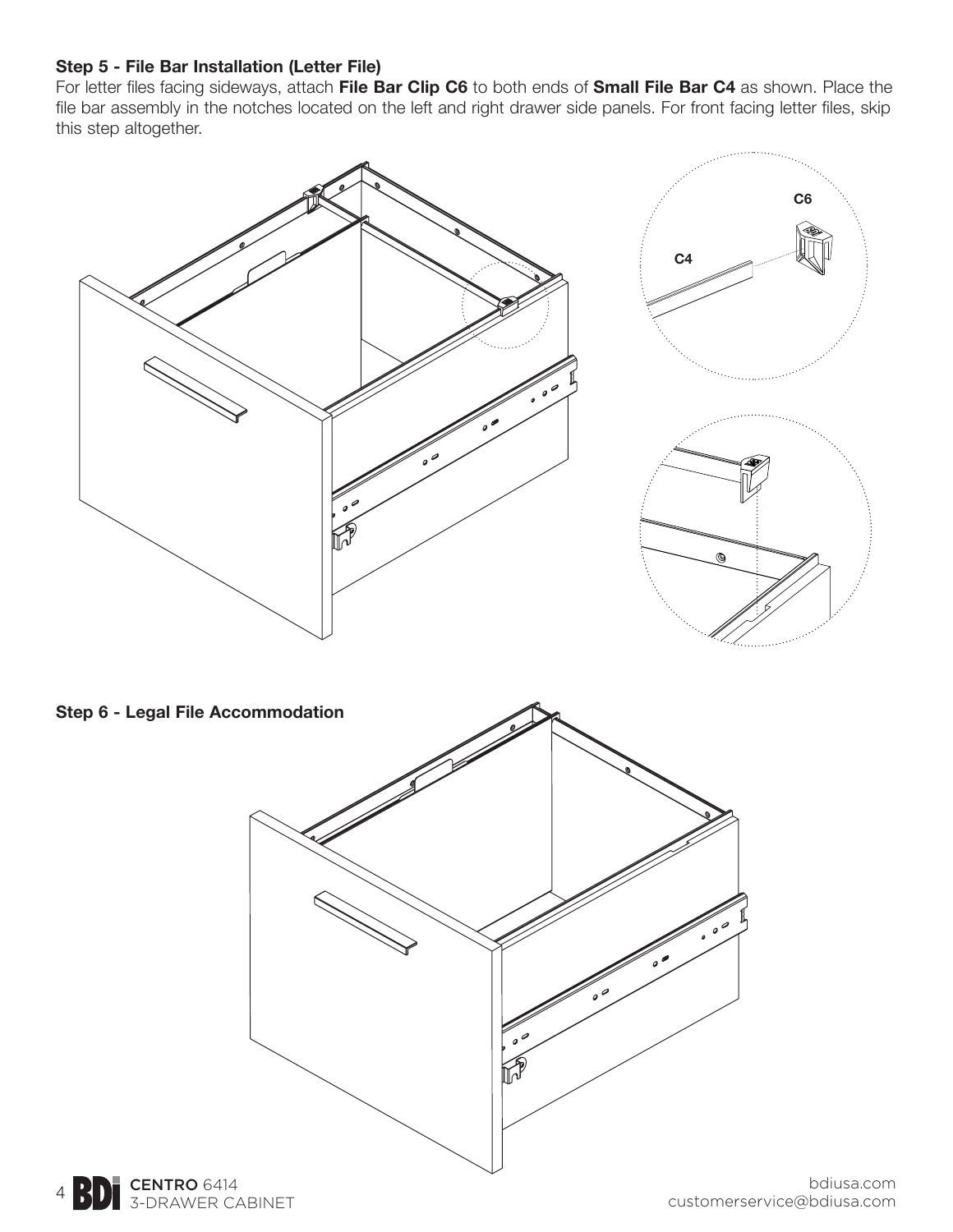**Step 5 - File Bar Installation (Letter File)**

For letter files facing sideways, attach **File Bar Clip C6** to both ends of **Small File Bar C4** as shown. Place the file bar assembly in the notches located on the left and right drawer side panels. For front facing letter files, skip this step altogether.

C6

C4

**Step 6 - Legal File Accommodation**